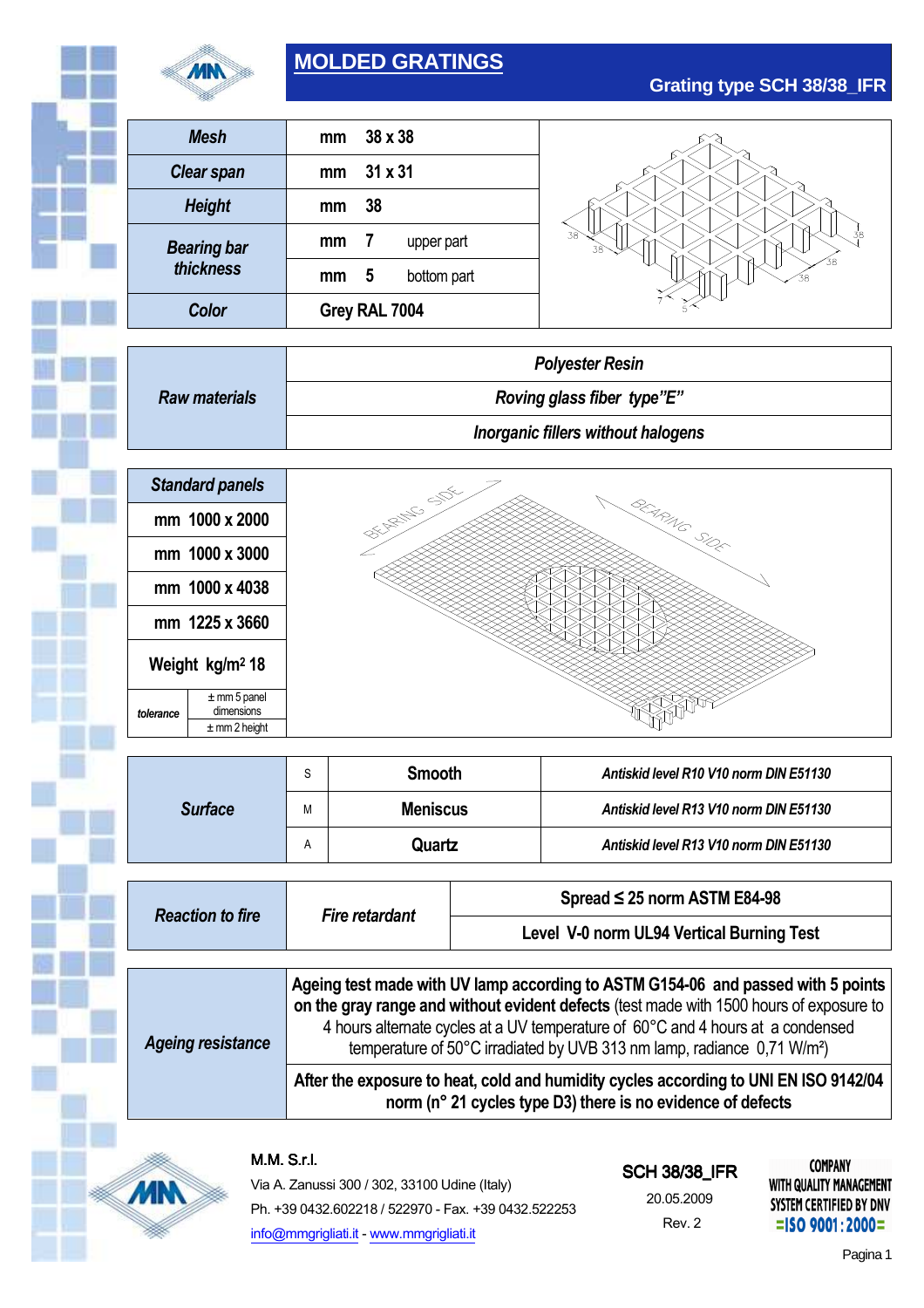# MOLDED GRATINGS

## Grating type SCH 38/38_IFR

| | | | |
|---|---|---|---|
| **Mesh** | mm | 38 x 38 | |
| **Clear span** | mm | 31 x 31 | |
| **Height** | mm | 38 | |
| **Bearing bar thickness** | mm | 7 | upper part |
| | mm | 5 | bottom part |
| **Color** | Grey RAL 7004 | | |

| | |
|---|---|
| **Raw materials** | *Polyester Resin* |
| | *Roving glass fiber type"E"* |
| | *Inorganic fillers without halogens* |

| **Standard panels** | |
|---|---|
| mm 1000 x 2000 | |
| mm 1000 x 3000 | |
| mm 1000 x 4038 | |
| mm 1225 x 3660 | |
| Weight kg/m² 18 | |
| *tolerance* | ± mm 5 panel dimensions |
| | ± mm 2 height |

| | | | |
|---|---|---|---|
| **Surface** | S | **Smooth** | *Antiskid level R10 V10 norm DIN E51130* |
| | M | **Meniscus** | *Antiskid level R13 V10 norm DIN E51130* |
| | A | **Quartz** | *Antiskid level R13 V10 norm DIN E51130* |

| | | |
|---|---|---|
| **Reaction to fire** | *Fire retardant* | Spread ≤ 25 norm ASTM E84-98 |
| | | Level V-0 norm UL94 Vertical Burning Test |

| | |
|---|---|
| **Ageing resistance** | **Ageing test made with UV lamp according to ASTM G154-06 and passed with 5 points on the gray range and without evident defects** (test made with 1500 hours of exposure to 4 hours alternate cycles at a UV temperature of 60°C and 4 hours at a condensed temperature of 50°C irradiated by UVB 313 nm lamp, radiance 0,71 W/m²) |
| | **After the exposure to heat, cold and humidity cycles according to UNI EN ISO 9142/04 norm (n° 21 cycles type D3) there is no evidence of defects** |

M.M. S.r.l.
Via A. Zanussi 300 / 302, 33100 Udine (Italy)
Ph. +39 0432.602218 / 522970 - Fax. +39 0432.522253
info@mmgrigliati.it - www.mmgrigliati.it

SCH 38/38_IFR
20.05.2009
Rev. 2

COMPANY WITH QUALITY MANAGEMENT SYSTEM CERTIFIED BY DNV =ISO 9001:2000=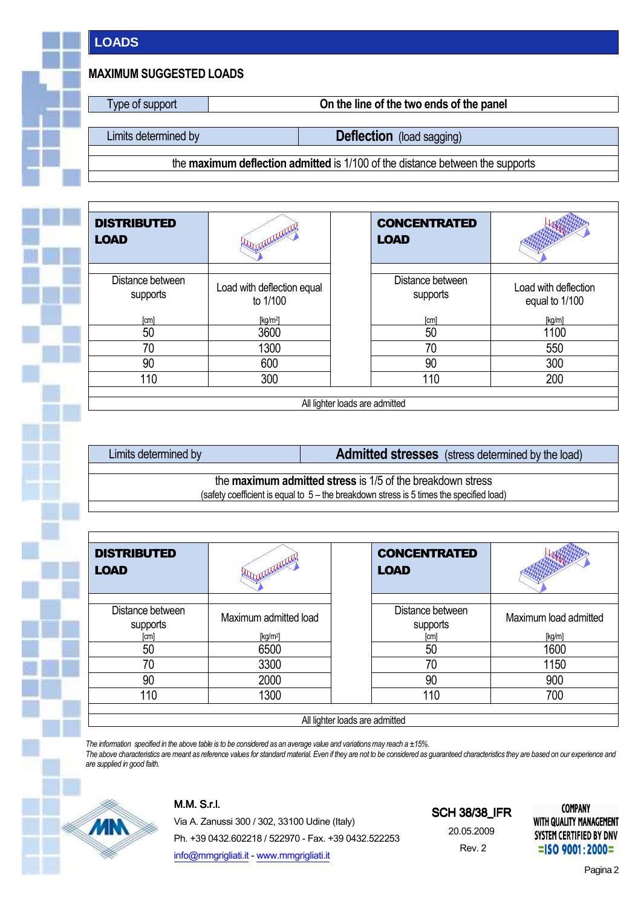## LOADS

### MAXIMUM SUGGESTED LOADS

| Type of support | On the line of the two ends of the panel |
|---|---|

| Limits determined by | **Deflection** (load sagging) |
|---|---|
| the **maximum deflection admitted** is 1/100 of the distance between the supports | |

| **DISTRIBUTED LOAD** | | **CONCENTRATED LOAD** | |
|---|---|---|---|
| Distance between supports [cm] | Load with deflection equal to 1/100 [kg/m²] | Distance between supports [cm] | Load with deflection equal to 1/100 [kg/m] |
| 50 | 3600 | 50 | 1100 |
| 70 | 1300 | 70 | 550 |
| 90 | 600 | 90 | 300 |
| 110 | 300 | 110 | 200 |

All lighter loads are admitted

| Limits determined by | **Admitted stresses** (stress determined by the load) |
|---|---|
| the **maximum admitted stress** is 1/5 of the breakdown stress (safety coefficient is equal to 5 – the breakdown stress is 5 times the specified load) | |

| **DISTRIBUTED LOAD** | | **CONCENTRATED LOAD** | |
|---|---|---|---|
| Distance between supports [cm] | Maximum admitted load [kg/m²] | Distance between supports [cm] | Maximum load admitted [kg/m] |
| 50 | 6500 | 50 | 1600 |
| 70 | 3300 | 70 | 1150 |
| 90 | 2000 | 90 | 900 |
| 110 | 1300 | 110 | 700 |

All lighter loads are admitted

*The information specified in the above table is to be considered as an average value and variations may reach a ±15%.*
*The above characteristics are meant as reference values for standard material. Even if they are not to be considered as guaranteed characteristics they are based on our experience and are supplied in good faith.*

M.M. S.r.l.
Via A. Zanussi 300 / 302, 33100 Udine (Italy)
Ph. +39 0432.602218 / 522970 - Fax. +39 0432.522253
info@mmgrigliati.it - www.mmgrigliati.it

SCH 38/38_IFR
20.05.2009
Rev. 2

COMPANY WITH QUALITY MANAGEMENT SYSTEM CERTIFIED BY DNV
=ISO 9001:2000=